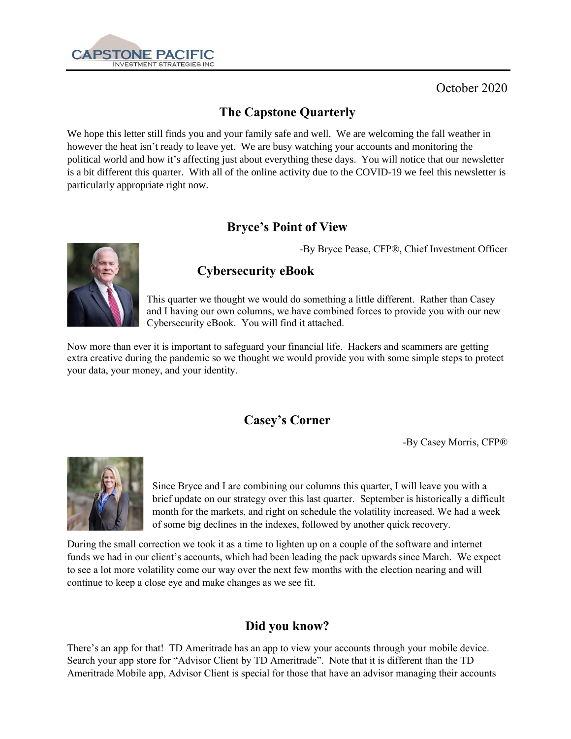CAPSTONE PACIFIC
INVESTMENT STRATEGIES INC

October 2020

# The Capstone Quarterly

We hope this letter still finds you and your family safe and well. We are welcoming the fall weather in however the heat isn't ready to leave yet. We are busy watching your accounts and monitoring the political world and how it's affecting just about everything these days. You will notice that our newsletter is a bit different this quarter. With all of the online activity due to the COVID-19 we feel this newsletter is particularly appropriate right now.

## Bryce's Point of View

-By Bryce Pease, CFP®, Chief Investment Officer

### Cybersecurity eBook

This quarter we thought we would do something a little different. Rather than Casey and I having our own columns, we have combined forces to provide you with our new Cybersecurity eBook. You will find it attached.

Now more than ever it is important to safeguard your financial life. Hackers and scammers are getting extra creative during the pandemic so we thought we would provide you with some simple steps to protect your data, your money, and your identity.

## Casey's Corner

-By Casey Morris, CFP®

Since Bryce and I are combining our columns this quarter, I will leave you with a brief update on our strategy over this last quarter. September is historically a difficult month for the markets, and right on schedule the volatility increased. We had a week of some big declines in the indexes, followed by another quick recovery.

During the small correction we took it as a time to lighten up on a couple of the software and internet funds we had in our client's accounts, which had been leading the pack upwards since March. We expect to see a lot more volatility come our way over the next few months with the election nearing and will continue to keep a close eye and make changes as we see fit.

## Did you know?

There's an app for that! TD Ameritrade has an app to view your accounts through your mobile device. Search your app store for "Advisor Client by TD Ameritrade". Note that it is different than the TD Ameritrade Mobile app, Advisor Client is special for those that have an advisor managing their accounts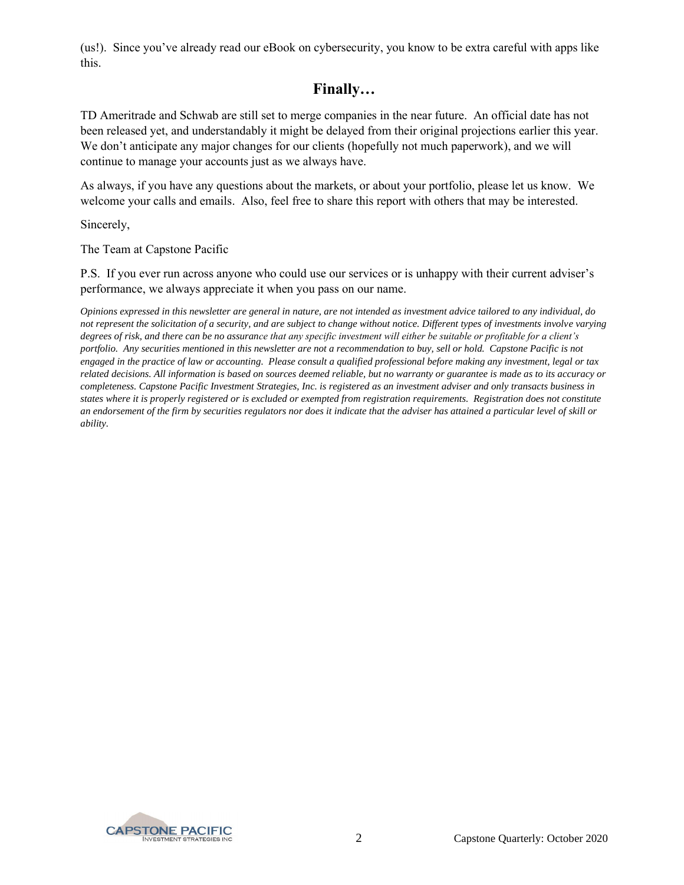(us!). Since you've already read our eBook on cybersecurity, you know to be extra careful with apps like this.

## Finally…

TD Ameritrade and Schwab are still set to merge companies in the near future. An official date has not been released yet, and understandably it might be delayed from their original projections earlier this year. We don't anticipate any major changes for our clients (hopefully not much paperwork), and we will continue to manage your accounts just as we always have.

As always, if you have any questions about the markets, or about your portfolio, please let us know. We welcome your calls and emails. Also, feel free to share this report with others that may be interested.

Sincerely,

The Team at Capstone Pacific

P.S. If you ever run across anyone who could use our services or is unhappy with their current adviser's performance, we always appreciate it when you pass on our name.

*Opinions expressed in this newsletter are general in nature, are not intended as investment advice tailored to any individual, do not represent the solicitation of a security, and are subject to change without notice. Different types of investments involve varying degrees of risk, and there can be no assurance that any specific investment will either be suitable or profitable for a client's portfolio. Any securities mentioned in this newsletter are not a recommendation to buy, sell or hold. Capstone Pacific is not engaged in the practice of law or accounting. Please consult a qualified professional before making any investment, legal or tax related decisions. All information is based on sources deemed reliable, but no warranty or guarantee is made as to its accuracy or completeness. Capstone Pacific Investment Strategies, Inc. is registered as an investment adviser and only transacts business in states where it is properly registered or is excluded or exempted from registration requirements. Registration does not constitute an endorsement of the firm by securities regulators nor does it indicate that the adviser has attained a particular level of skill or ability.*